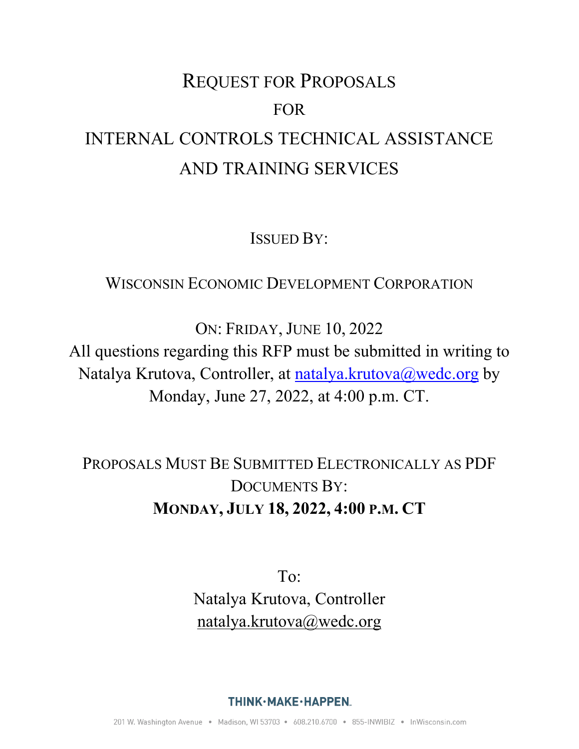# REQUEST FOR PROPOSALS

# FOR

# INTERNAL CONTROLS TECHNICAL ASSISTANCE AND TRAINING SERVICES

ISSUED BY:

WISCONSIN ECONOMIC DEVELOPMENT CORPORATION

ON: FRIDAY, JUNE 10, 2022

All questions regarding this RFP must be submitted in writing to Natalya Krutova, Controller, at natalya.krutova@wedc.org by Monday, June 27, 2022, at 4:00 p.m. CT.

PROPOSALS MUST BE SUBMITTED ELECTRONICALLY AS PDF DOCUMENTS BY:

**MONDAY, JULY 18, 2022, 4:00 P.M. CT**

To:
Natalya Krutova, Controller
natalya.krutova@wedc.org

THINK·MAKE·HAPPEN.

201 W. Washington Avenue • Madison, WI 53703 • 608.210.6700 • 855-INWIBIZ • InWisconsin.com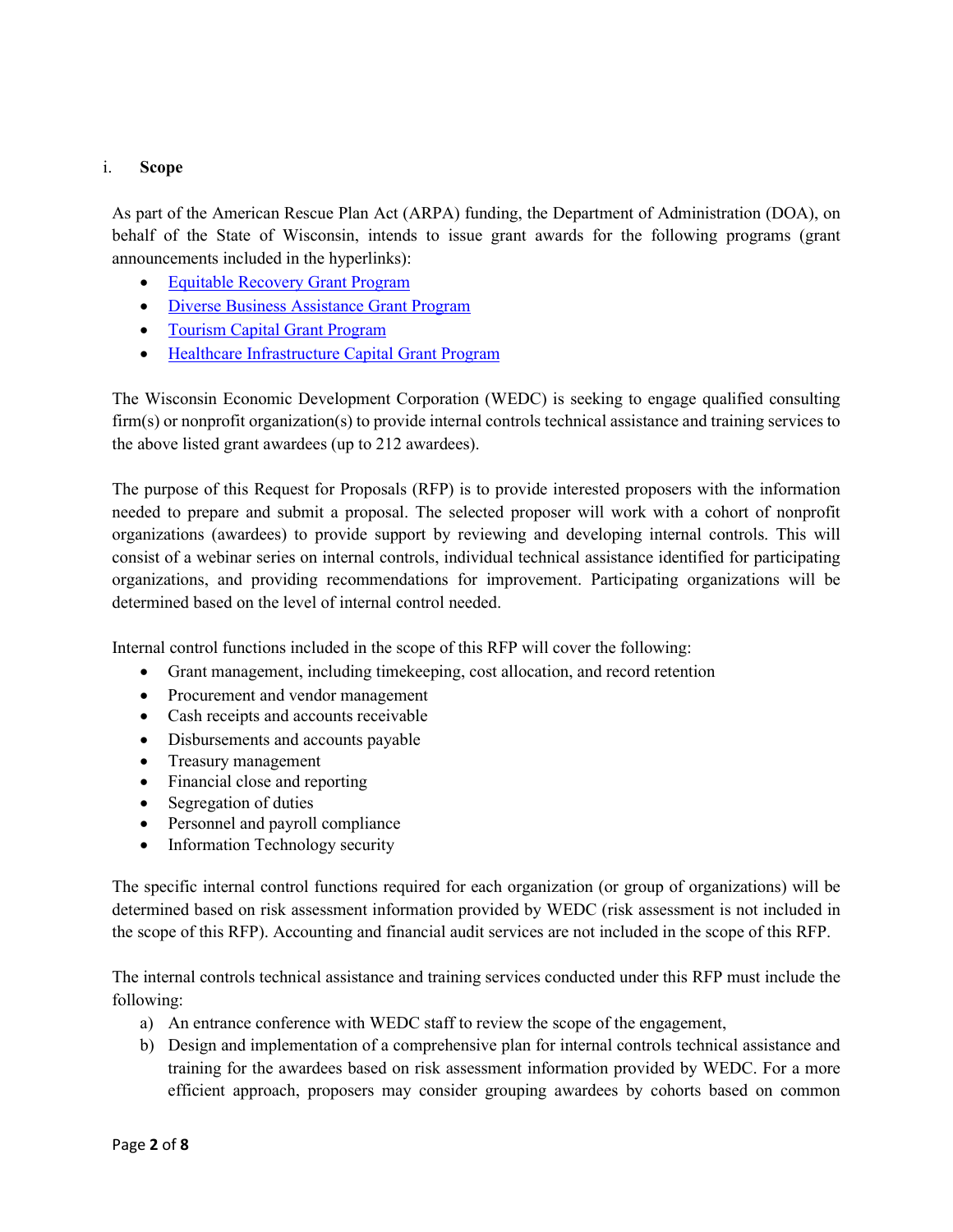## i. Scope

As part of the American Rescue Plan Act (ARPA) funding, the Department of Administration (DOA), on behalf of the State of Wisconsin, intends to issue grant awards for the following programs (grant announcements included in the hyperlinks):

- Equitable Recovery Grant Program
- Diverse Business Assistance Grant Program
- Tourism Capital Grant Program
- Healthcare Infrastructure Capital Grant Program

The Wisconsin Economic Development Corporation (WEDC) is seeking to engage qualified consulting firm(s) or nonprofit organization(s) to provide internal controls technical assistance and training services to the above listed grant awardees (up to 212 awardees).

The purpose of this Request for Proposals (RFP) is to provide interested proposers with the information needed to prepare and submit a proposal. The selected proposer will work with a cohort of nonprofit organizations (awardees) to provide support by reviewing and developing internal controls. This will consist of a webinar series on internal controls, individual technical assistance identified for participating organizations, and providing recommendations for improvement. Participating organizations will be determined based on the level of internal control needed.

Internal control functions included in the scope of this RFP will cover the following:

- Grant management, including timekeeping, cost allocation, and record retention
- Procurement and vendor management
- Cash receipts and accounts receivable
- Disbursements and accounts payable
- Treasury management
- Financial close and reporting
- Segregation of duties
- Personnel and payroll compliance
- Information Technology security

The specific internal control functions required for each organization (or group of organizations) will be determined based on risk assessment information provided by WEDC (risk assessment is not included in the scope of this RFP). Accounting and financial audit services are not included in the scope of this RFP.

The internal controls technical assistance and training services conducted under this RFP must include the following:

a) An entrance conference with WEDC staff to review the scope of the engagement,
b) Design and implementation of a comprehensive plan for internal controls technical assistance and training for the awardees based on risk assessment information provided by WEDC. For a more efficient approach, proposers may consider grouping awardees by cohorts based on common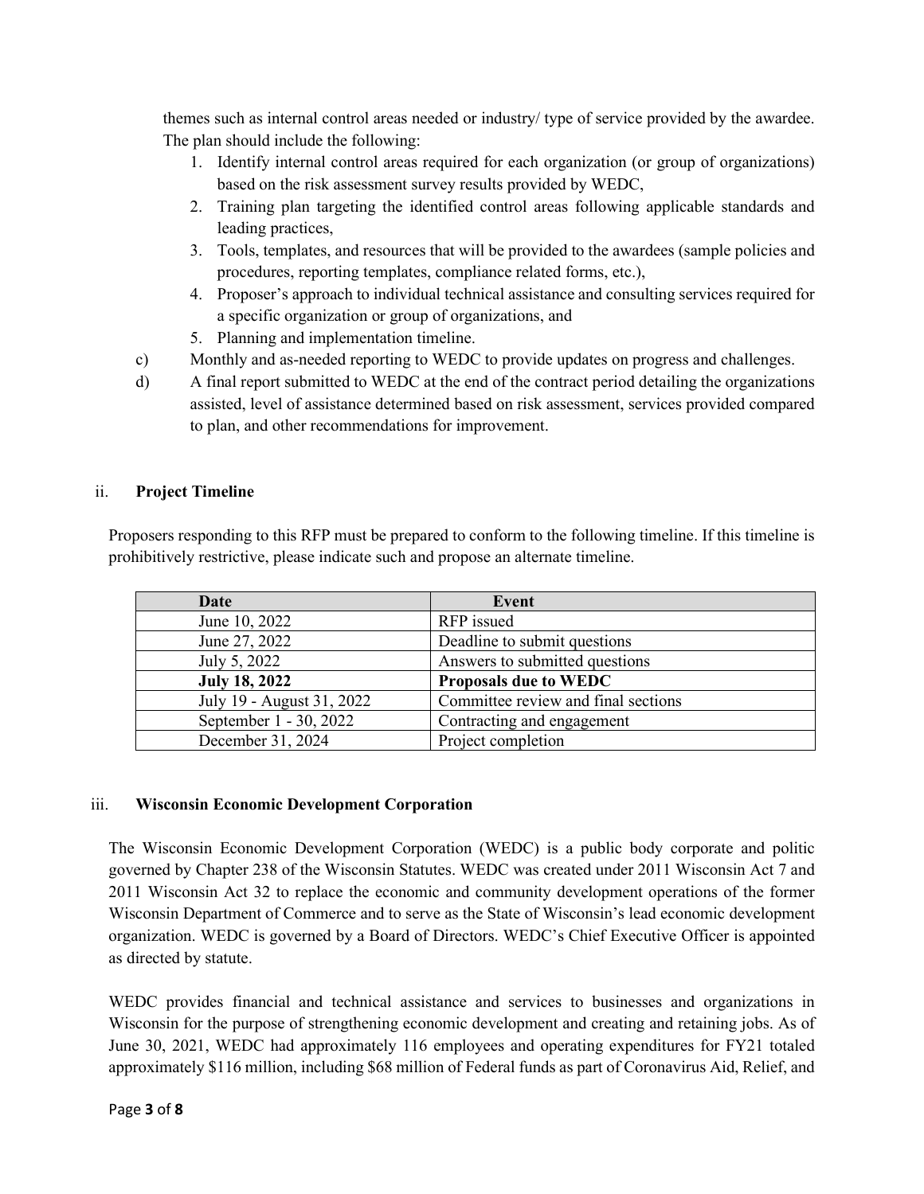themes such as internal control areas needed or industry/ type of service provided by the awardee. The plan should include the following:

1. Identify internal control areas required for each organization (or group of organizations) based on the risk assessment survey results provided by WEDC,
2. Training plan targeting the identified control areas following applicable standards and leading practices,
3. Tools, templates, and resources that will be provided to the awardees (sample policies and procedures, reporting templates, compliance related forms, etc.),
4. Proposer's approach to individual technical assistance and consulting services required for a specific organization or group of organizations, and
5. Planning and implementation timeline.

c) Monthly and as-needed reporting to WEDC to provide updates on progress and challenges.

d) A final report submitted to WEDC at the end of the contract period detailing the organizations assisted, level of assistance determined based on risk assessment, services provided compared to plan, and other recommendations for improvement.

## ii. Project Timeline

Proposers responding to this RFP must be prepared to conform to the following timeline. If this timeline is prohibitively restrictive, please indicate such and propose an alternate timeline.

| Date | Event |
|---|---|
| June 10, 2022 | RFP issued |
| June 27, 2022 | Deadline to submit questions |
| July 5, 2022 | Answers to submitted questions |
| **July 18, 2022** | **Proposals due to WEDC** |
| July 19 - August 31, 2022 | Committee review and final sections |
| September 1 - 30, 2022 | Contracting and engagement |
| December 31, 2024 | Project completion |

## iii. Wisconsin Economic Development Corporation

The Wisconsin Economic Development Corporation (WEDC) is a public body corporate and politic governed by Chapter 238 of the Wisconsin Statutes. WEDC was created under 2011 Wisconsin Act 7 and 2011 Wisconsin Act 32 to replace the economic and community development operations of the former Wisconsin Department of Commerce and to serve as the State of Wisconsin's lead economic development organization. WEDC is governed by a Board of Directors. WEDC's Chief Executive Officer is appointed as directed by statute.

WEDC provides financial and technical assistance and services to businesses and organizations in Wisconsin for the purpose of strengthening economic development and creating and retaining jobs. As of June 30, 2021, WEDC had approximately 116 employees and operating expenditures for FY21 totaled approximately $116 million, including $68 million of Federal funds as part of Coronavirus Aid, Relief, and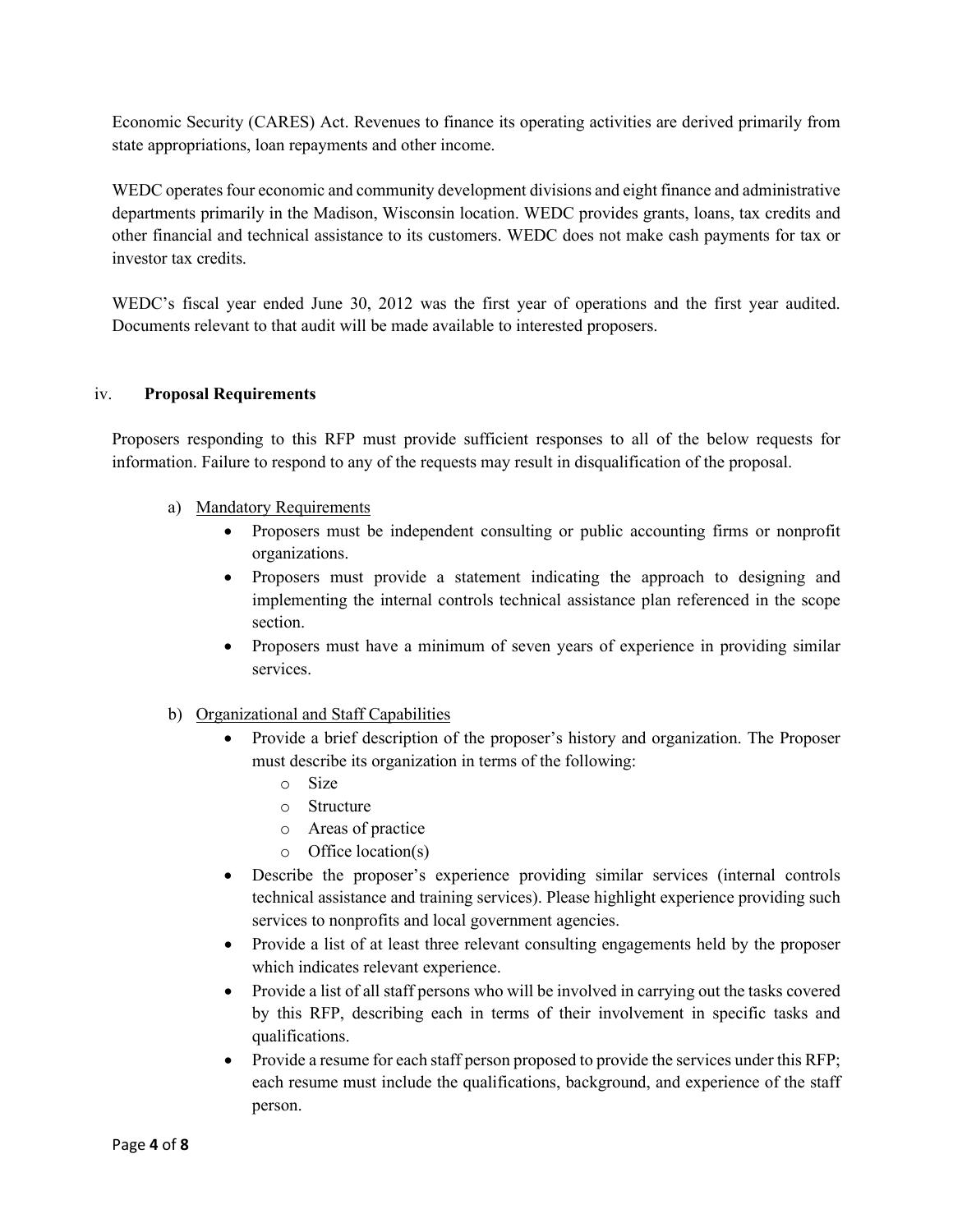Economic Security (CARES) Act. Revenues to finance its operating activities are derived primarily from state appropriations, loan repayments and other income.

WEDC operates four economic and community development divisions and eight finance and administrative departments primarily in the Madison, Wisconsin location. WEDC provides grants, loans, tax credits and other financial and technical assistance to its customers. WEDC does not make cash payments for tax or investor tax credits.

WEDC's fiscal year ended June 30, 2012 was the first year of operations and the first year audited. Documents relevant to that audit will be made available to interested proposers.

### iv. **Proposal Requirements**

Proposers responding to this RFP must provide sufficient responses to all of the below requests for information. Failure to respond to any of the requests may result in disqualification of the proposal.

a) Mandatory Requirements
   - Proposers must be independent consulting or public accounting firms or nonprofit organizations.
   - Proposers must provide a statement indicating the approach to designing and implementing the internal controls technical assistance plan referenced in the scope section.
   - Proposers must have a minimum of seven years of experience in providing similar services.

b) Organizational and Staff Capabilities
   - Provide a brief description of the proposer's history and organization. The Proposer must describe its organization in terms of the following:
     - Size
     - Structure
     - Areas of practice
     - Office location(s)
   - Describe the proposer's experience providing similar services (internal controls technical assistance and training services). Please highlight experience providing such services to nonprofits and local government agencies.
   - Provide a list of at least three relevant consulting engagements held by the proposer which indicates relevant experience.
   - Provide a list of all staff persons who will be involved in carrying out the tasks covered by this RFP, describing each in terms of their involvement in specific tasks and qualifications.
   - Provide a resume for each staff person proposed to provide the services under this RFP; each resume must include the qualifications, background, and experience of the staff person.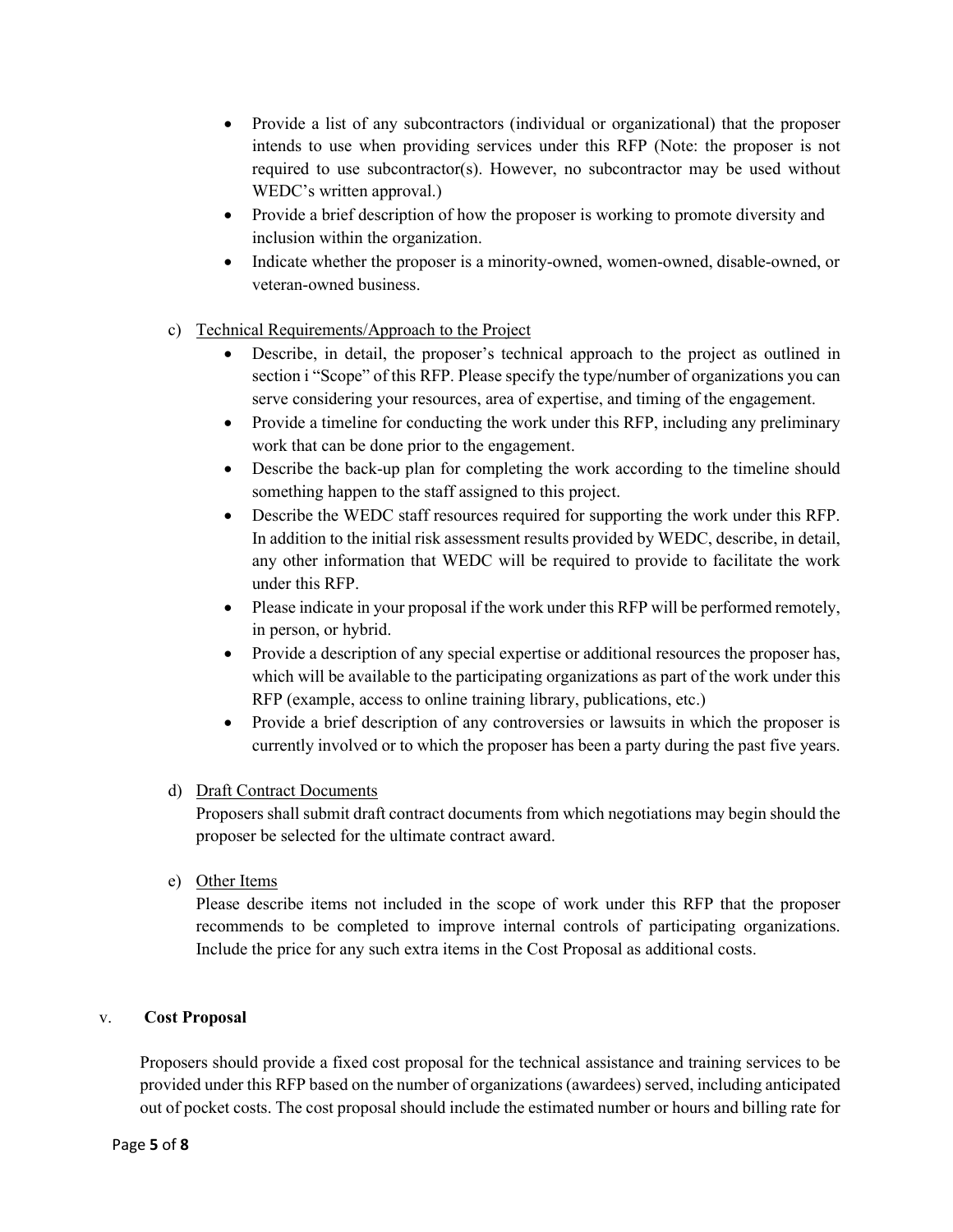- Provide a list of any subcontractors (individual or organizational) that the proposer intends to use when providing services under this RFP (Note: the proposer is not required to use subcontractor(s). However, no subcontractor may be used without WEDC's written approval.)
- Provide a brief description of how the proposer is working to promote diversity and inclusion within the organization.
- Indicate whether the proposer is a minority-owned, women-owned, disable-owned, or veteran-owned business.

c) Technical Requirements/Approach to the Project

- Describe, in detail, the proposer's technical approach to the project as outlined in section i "Scope" of this RFP. Please specify the type/number of organizations you can serve considering your resources, area of expertise, and timing of the engagement.
- Provide a timeline for conducting the work under this RFP, including any preliminary work that can be done prior to the engagement.
- Describe the back-up plan for completing the work according to the timeline should something happen to the staff assigned to this project.
- Describe the WEDC staff resources required for supporting the work under this RFP. In addition to the initial risk assessment results provided by WEDC, describe, in detail, any other information that WEDC will be required to provide to facilitate the work under this RFP.
- Please indicate in your proposal if the work under this RFP will be performed remotely, in person, or hybrid.
- Provide a description of any special expertise or additional resources the proposer has, which will be available to the participating organizations as part of the work under this RFP (example, access to online training library, publications, etc.)
- Provide a brief description of any controversies or lawsuits in which the proposer is currently involved or to which the proposer has been a party during the past five years.

d) Draft Contract Documents

Proposers shall submit draft contract documents from which negotiations may begin should the proposer be selected for the ultimate contract award.

e) Other Items

Please describe items not included in the scope of work under this RFP that the proposer recommends to be completed to improve internal controls of participating organizations. Include the price for any such extra items in the Cost Proposal as additional costs.

## v. Cost Proposal

Proposers should provide a fixed cost proposal for the technical assistance and training services to be provided under this RFP based on the number of organizations (awardees) served, including anticipated out of pocket costs. The cost proposal should include the estimated number or hours and billing rate for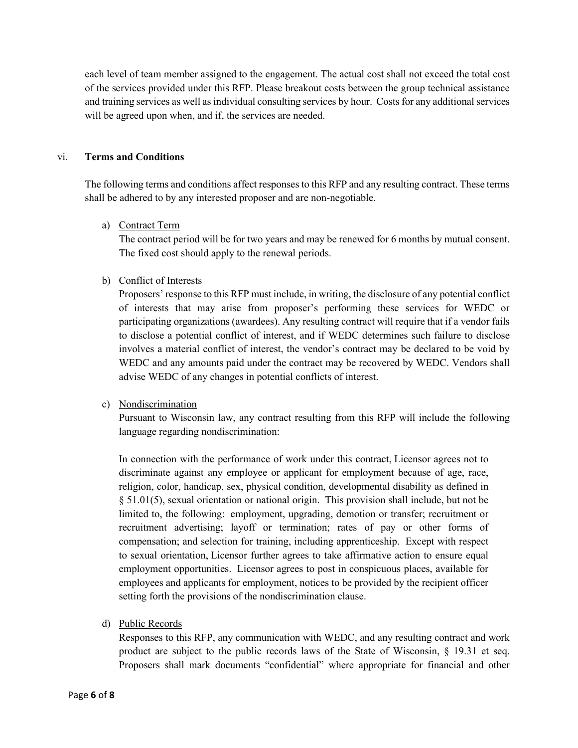each level of team member assigned to the engagement. The actual cost shall not exceed the total cost of the services provided under this RFP. Please breakout costs between the group technical assistance and training services as well as individual consulting services by hour. Costs for any additional services will be agreed upon when, and if, the services are needed.

vi. **Terms and Conditions**

The following terms and conditions affect responses to this RFP and any resulting contract. These terms shall be adhered to by any interested proposer and are non-negotiable.

a) Contract Term

The contract period will be for two years and may be renewed for 6 months by mutual consent. The fixed cost should apply to the renewal periods.

b) Conflict of Interests

Proposers' response to this RFP must include, in writing, the disclosure of any potential conflict of interests that may arise from proposer's performing these services for WEDC or participating organizations (awardees). Any resulting contract will require that if a vendor fails to disclose a potential conflict of interest, and if WEDC determines such failure to disclose involves a material conflict of interest, the vendor's contract may be declared to be void by WEDC and any amounts paid under the contract may be recovered by WEDC. Vendors shall advise WEDC of any changes in potential conflicts of interest.

c) Nondiscrimination

Pursuant to Wisconsin law, any contract resulting from this RFP will include the following language regarding nondiscrimination:

In connection with the performance of work under this contract, Licensor agrees not to discriminate against any employee or applicant for employment because of age, race, religion, color, handicap, sex, physical condition, developmental disability as defined in § 51.01(5), sexual orientation or national origin. This provision shall include, but not be limited to, the following: employment, upgrading, demotion or transfer; recruitment or recruitment advertising; layoff or termination; rates of pay or other forms of compensation; and selection for training, including apprenticeship. Except with respect to sexual orientation, Licensor further agrees to take affirmative action to ensure equal employment opportunities. Licensor agrees to post in conspicuous places, available for employees and applicants for employment, notices to be provided by the recipient officer setting forth the provisions of the nondiscrimination clause.

d) Public Records

Responses to this RFP, any communication with WEDC, and any resulting contract and work product are subject to the public records laws of the State of Wisconsin, § 19.31 et seq. Proposers shall mark documents "confidential" where appropriate for financial and other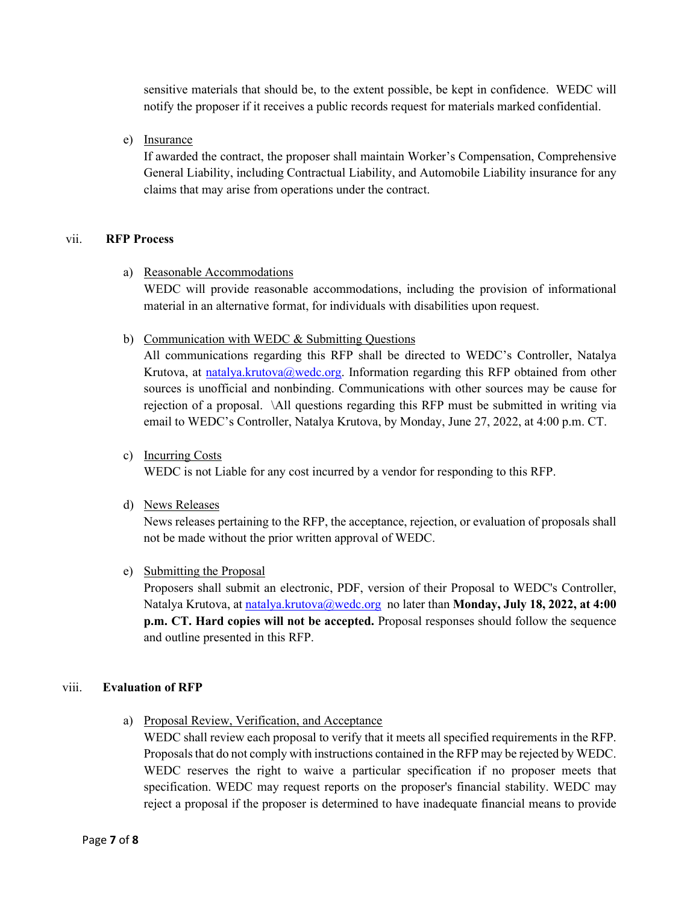sensitive materials that should be, to the extent possible, be kept in confidence. WEDC will notify the proposer if it receives a public records request for materials marked confidential.

e) Insurance

If awarded the contract, the proposer shall maintain Worker's Compensation, Comprehensive General Liability, including Contractual Liability, and Automobile Liability insurance for any claims that may arise from operations under the contract.

## vii. RFP Process

a) Reasonable Accommodations

WEDC will provide reasonable accommodations, including the provision of informational material in an alternative format, for individuals with disabilities upon request.

b) Communication with WEDC & Submitting Questions

All communications regarding this RFP shall be directed to WEDC's Controller, Natalya Krutova, at natalya.krutova@wedc.org. Information regarding this RFP obtained from other sources is unofficial and nonbinding. Communications with other sources may be cause for rejection of a proposal. \All questions regarding this RFP must be submitted in writing via email to WEDC's Controller, Natalya Krutova, by Monday, June 27, 2022, at 4:00 p.m. CT.

c) Incurring Costs

WEDC is not Liable for any cost incurred by a vendor for responding to this RFP.

d) News Releases

News releases pertaining to the RFP, the acceptance, rejection, or evaluation of proposals shall not be made without the prior written approval of WEDC.

e) Submitting the Proposal

Proposers shall submit an electronic, PDF, version of their Proposal to WEDC's Controller, Natalya Krutova, at natalya.krutova@wedc.org no later than **Monday, July 18, 2022, at 4:00 p.m. CT. Hard copies will not be accepted.** Proposal responses should follow the sequence and outline presented in this RFP.

## viii. Evaluation of RFP

a) Proposal Review, Verification, and Acceptance

WEDC shall review each proposal to verify that it meets all specified requirements in the RFP. Proposals that do not comply with instructions contained in the RFP may be rejected by WEDC. WEDC reserves the right to waive a particular specification if no proposer meets that specification. WEDC may request reports on the proposer's financial stability. WEDC may reject a proposal if the proposer is determined to have inadequate financial means to provide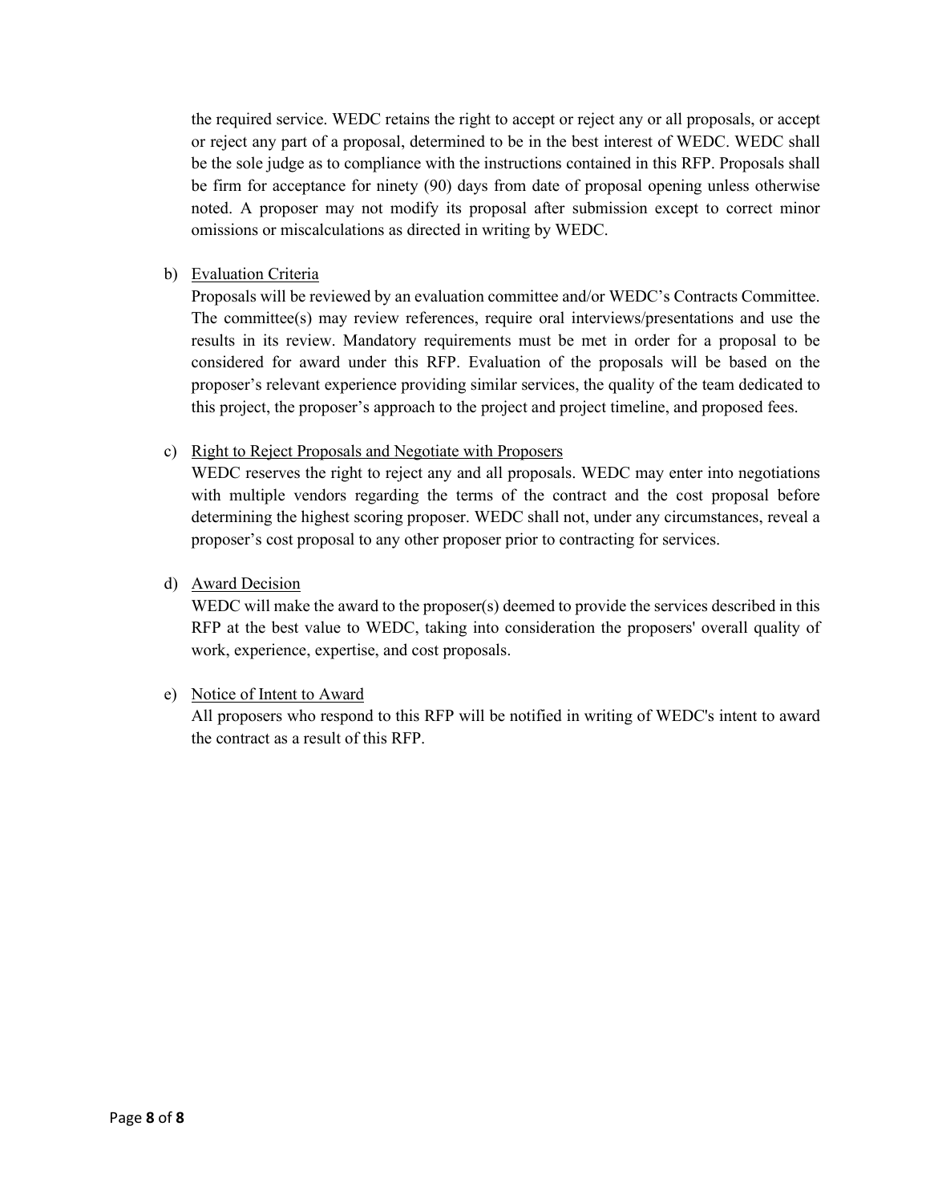the required service. WEDC retains the right to accept or reject any or all proposals, or accept or reject any part of a proposal, determined to be in the best interest of WEDC. WEDC shall be the sole judge as to compliance with the instructions contained in this RFP. Proposals shall be firm for acceptance for ninety (90) days from date of proposal opening unless otherwise noted. A proposer may not modify its proposal after submission except to correct minor omissions or miscalculations as directed in writing by WEDC.

b) Evaluation Criteria

Proposals will be reviewed by an evaluation committee and/or WEDC's Contracts Committee. The committee(s) may review references, require oral interviews/presentations and use the results in its review. Mandatory requirements must be met in order for a proposal to be considered for award under this RFP. Evaluation of the proposals will be based on the proposer's relevant experience providing similar services, the quality of the team dedicated to this project, the proposer's approach to the project and project timeline, and proposed fees.

c) Right to Reject Proposals and Negotiate with Proposers

WEDC reserves the right to reject any and all proposals. WEDC may enter into negotiations with multiple vendors regarding the terms of the contract and the cost proposal before determining the highest scoring proposer. WEDC shall not, under any circumstances, reveal a proposer's cost proposal to any other proposer prior to contracting for services.

d) Award Decision

WEDC will make the award to the proposer(s) deemed to provide the services described in this RFP at the best value to WEDC, taking into consideration the proposers' overall quality of work, experience, expertise, and cost proposals.

e) Notice of Intent to Award

All proposers who respond to this RFP will be notified in writing of WEDC's intent to award the contract as a result of this RFP.